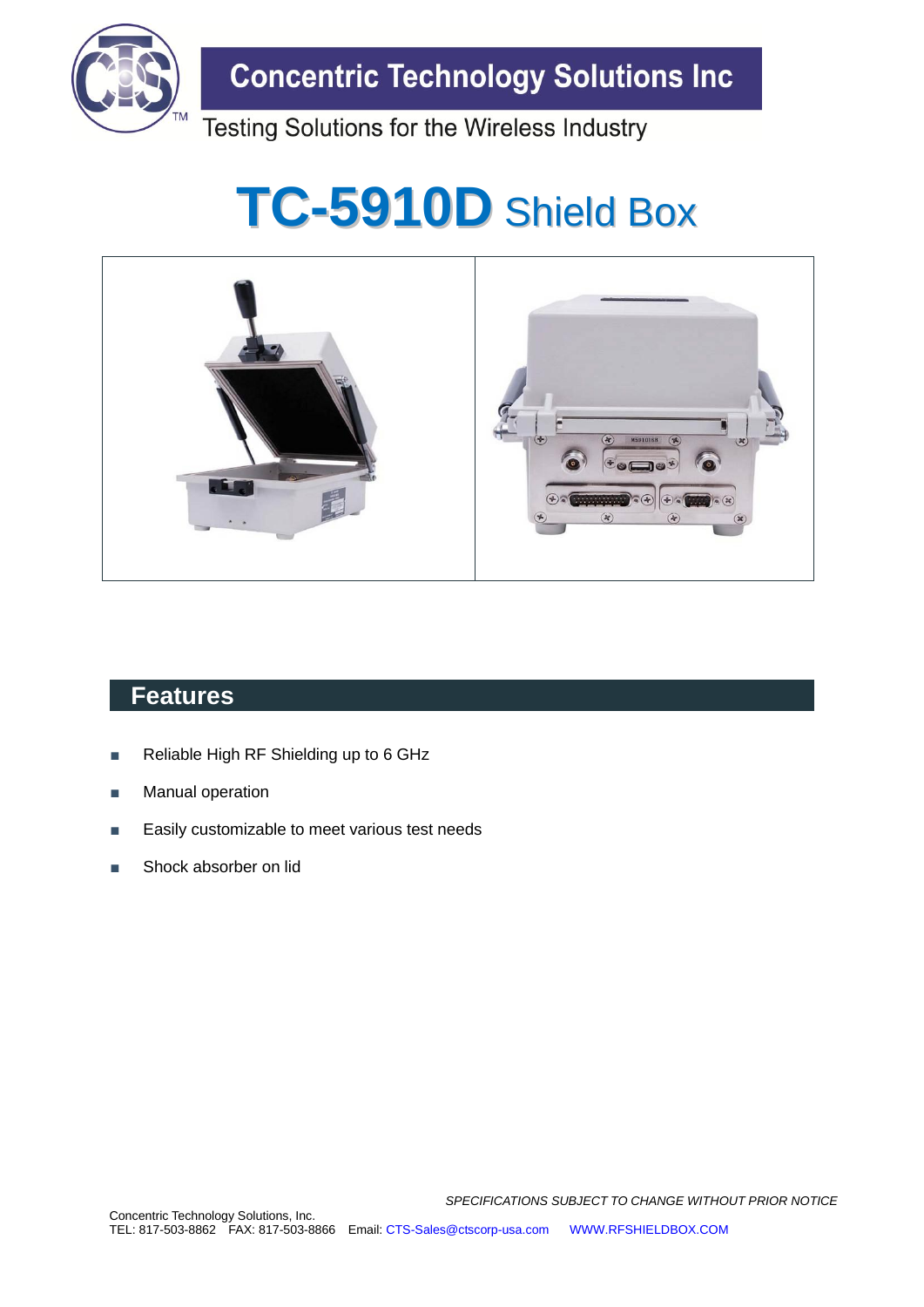Concentric Technology Solutions Inc

Testing Solutions for the Wireless Industry

# TC-5910D Shield Box

## Features

- Reliable High RF Shielding up to 6 GHz
- Manual operation
- Easily customizable to meet various test needs
- Shock absorber on lid

*SPECIFICATIONS SUBJECT TO CHANGE WITHOUT PRIOR NOTICE*

Concentric Technology Solutions, Inc.
TEL: 817-503-8862 FAX: 817-503-8866 Email: CTS-Sales@ctscorp-usa.com WWW.RFSHIELDBOX.COM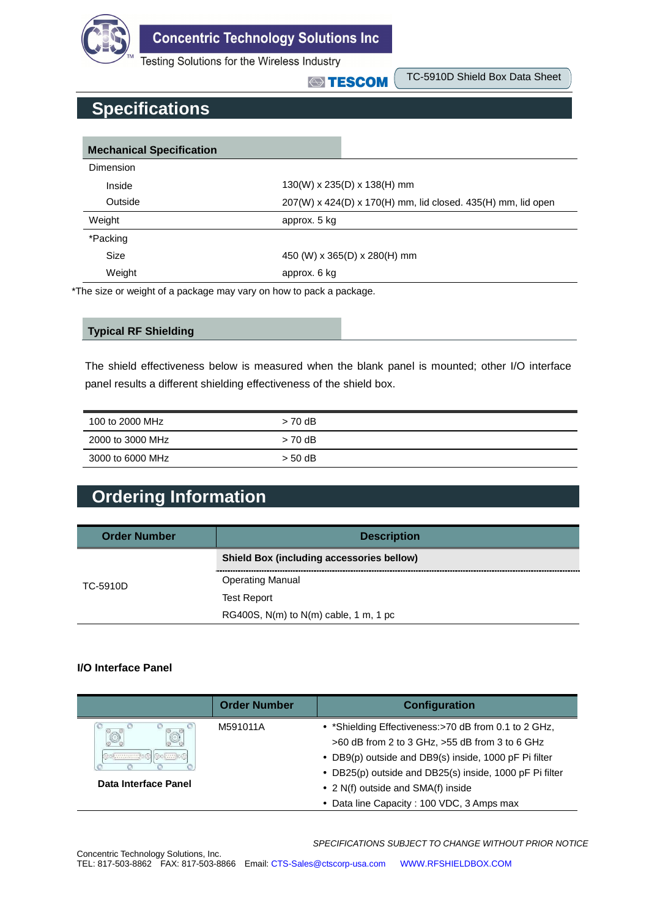## Specifications

| Mechanical Specification | |
|---|---|
| Dimension | |
| Inside | 130(W) x 235(D) x 138(H) mm |
| Outside | 207(W) x 424(D) x 170(H) mm, lid closed. 435(H) mm, lid open |
| Weight | approx. 5 kg |
| *Packing | |
| Size | 450 (W) x 365(D) x 280(H) mm |
| Weight | approx. 6 kg |

*The size or weight of a package may vary on how to pack a package.

**Typical RF Shielding**

The shield effectiveness below is measured when the blank panel is mounted; other I/O interface panel results a different shielding effectiveness of the shield box.

| | |
|---|---|
| 100 to 2000 MHz | > 70 dB |
| 2000 to 3000 MHz | > 70 dB |
| 3000 to 6000 MHz | > 50 dB |

## Ordering Information

| Order Number | Description |
|---|---|
| TC-5910D | **Shield Box (including accessories bellow)** |
| | Operating Manual |
| | Test Report |
| | RG400S, N(m) to N(m) cable, 1 m, 1 pc |

**I/O Interface Panel**

| | Order Number | Configuration |
|---|---|---|
| **Data Interface Panel** | M591011A | • *Shielding Effectiveness:>70 dB from 0.1 to 2 GHz, >60 dB from 2 to 3 GHz, >55 dB from 3 to 6 GHz<br>• DB9(p) outside and DB9(s) inside, 1000 pF Pi filter<br>• DB25(p) outside and DB25(s) inside, 1000 pF Pi filter<br>• 2 N(f) outside and SMA(f) inside<br>• Data line Capacity : 100 VDC, 3 Amps max |

*SPECIFICATIONS SUBJECT TO CHANGE WITHOUT PRIOR NOTICE*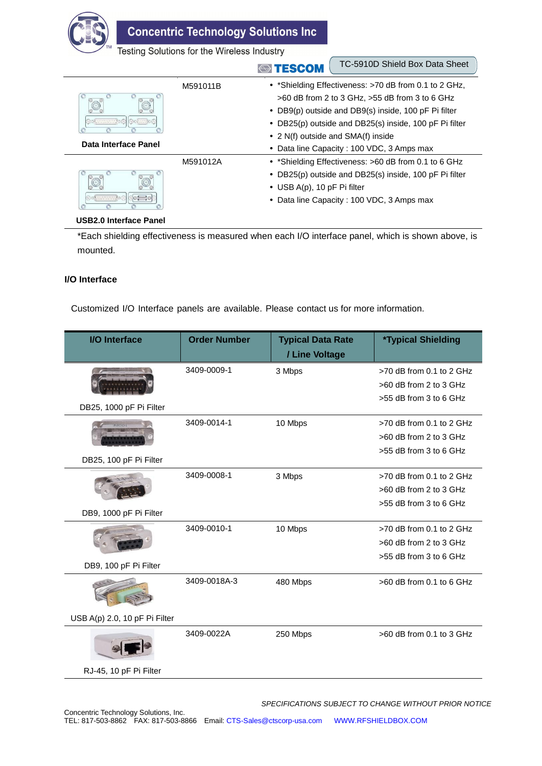| | | |
|---|---|---|
| **Data Interface Panel** | M591011B | • *Shielding Effectiveness: >70 dB from 0.1 to 2 GHz, >60 dB from 2 to 3 GHz, >55 dB from 3 to 6 GHz<br>• DB9(p) outside and DB9(s) inside, 100 pF Pi filter<br>• DB25(p) outside and DB25(s) inside, 100 pF Pi filter<br>• 2 N(f) outside and SMA(f) inside<br>• Data line Capacity : 100 VDC, 3 Amps max |
| **USB2.0 Interface Panel** | M591012A | • *Shielding Effectiveness: >60 dB from 0.1 to 6 GHz<br>• DB25(p) outside and DB25(s) inside, 100 pF Pi filter<br>• USB A(p), 10 pF Pi filter<br>• Data line Capacity : 100 VDC, 3 Amps max |

*Each shielding effectiveness is measured when each I/O interface panel, which is shown above, is mounted.

**I/O Interface**

Customized I/O Interface panels are available. Please contact us for more information.

| I/O Interface | Order Number | Typical Data Rate / Line Voltage | *Typical Shielding |
|---|---|---|---|
| DB25, 1000 pF Pi Filter | 3409-0009-1 | 3 Mbps | >70 dB from 0.1 to 2 GHz<br>>60 dB from 2 to 3 GHz<br>>55 dB from 3 to 6 GHz |
| DB25, 100 pF Pi Filter | 3409-0014-1 | 10 Mbps | >70 dB from 0.1 to 2 GHz<br>>60 dB from 2 to 3 GHz<br>>55 dB from 3 to 6 GHz |
| DB9, 1000 pF Pi Filter | 3409-0008-1 | 3 Mbps | >70 dB from 0.1 to 2 GHz<br>>60 dB from 2 to 3 GHz<br>>55 dB from 3 to 6 GHz |
| DB9, 100 pF Pi Filter | 3409-0010-1 | 10 Mbps | >70 dB from 0.1 to 2 GHz<br>>60 dB from 2 to 3 GHz<br>>55 dB from 3 to 6 GHz |
| USB A(p) 2.0, 10 pF Pi Filter | 3409-0018A-3 | 480 Mbps | >60 dB from 0.1 to 6 GHz |
| RJ-45, 10 pF Pi Filter | 3409-0022A | 250 Mbps | >60 dB from 0.1 to 3 GHz |

*SPECIFICATIONS SUBJECT TO CHANGE WITHOUT PRIOR NOTICE*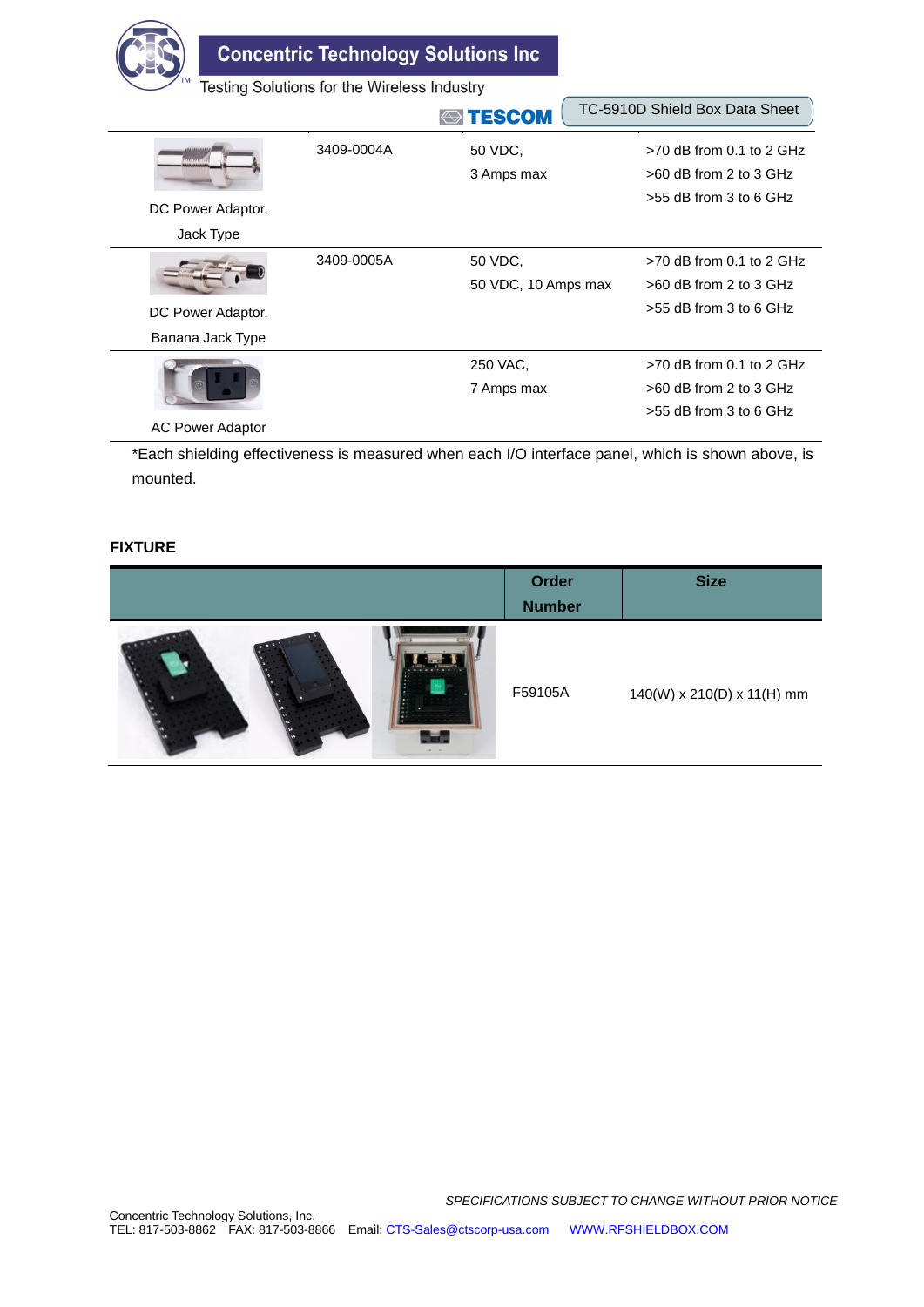| | | | |
|---|---|---|---|
| DC Power Adaptor, Jack Type | 3409-0004A | 50 VDC, 3 Amps max | >70 dB from 0.1 to 2 GHz >60 dB from 2 to 3 GHz >55 dB from 3 to 6 GHz |
| DC Power Adaptor, Banana Jack Type | 3409-0005A | 50 VDC, 50 VDC, 10 Amps max | >70 dB from 0.1 to 2 GHz >60 dB from 2 to 3 GHz >55 dB from 3 to 6 GHz |
| AC Power Adaptor | | 250 VAC, 7 Amps max | >70 dB from 0.1 to 2 GHz >60 dB from 2 to 3 GHz >55 dB from 3 to 6 GHz |

*Each shielding effectiveness is measured when each I/O interface panel, which is shown above, is mounted.

**FIXTURE**

| | Order Number | Size |
|---|---|---|
| | F59105A | 140(W) x 210(D) x 11(H) mm |

*SPECIFICATIONS SUBJECT TO CHANGE WITHOUT PRIOR NOTICE*

Concentric Technology Solutions, Inc.
TEL: 817-503-8862 FAX: 817-503-8866 Email: CTS-Sales@ctscorp-usa.com WWW.RFSHIELDBOX.COM